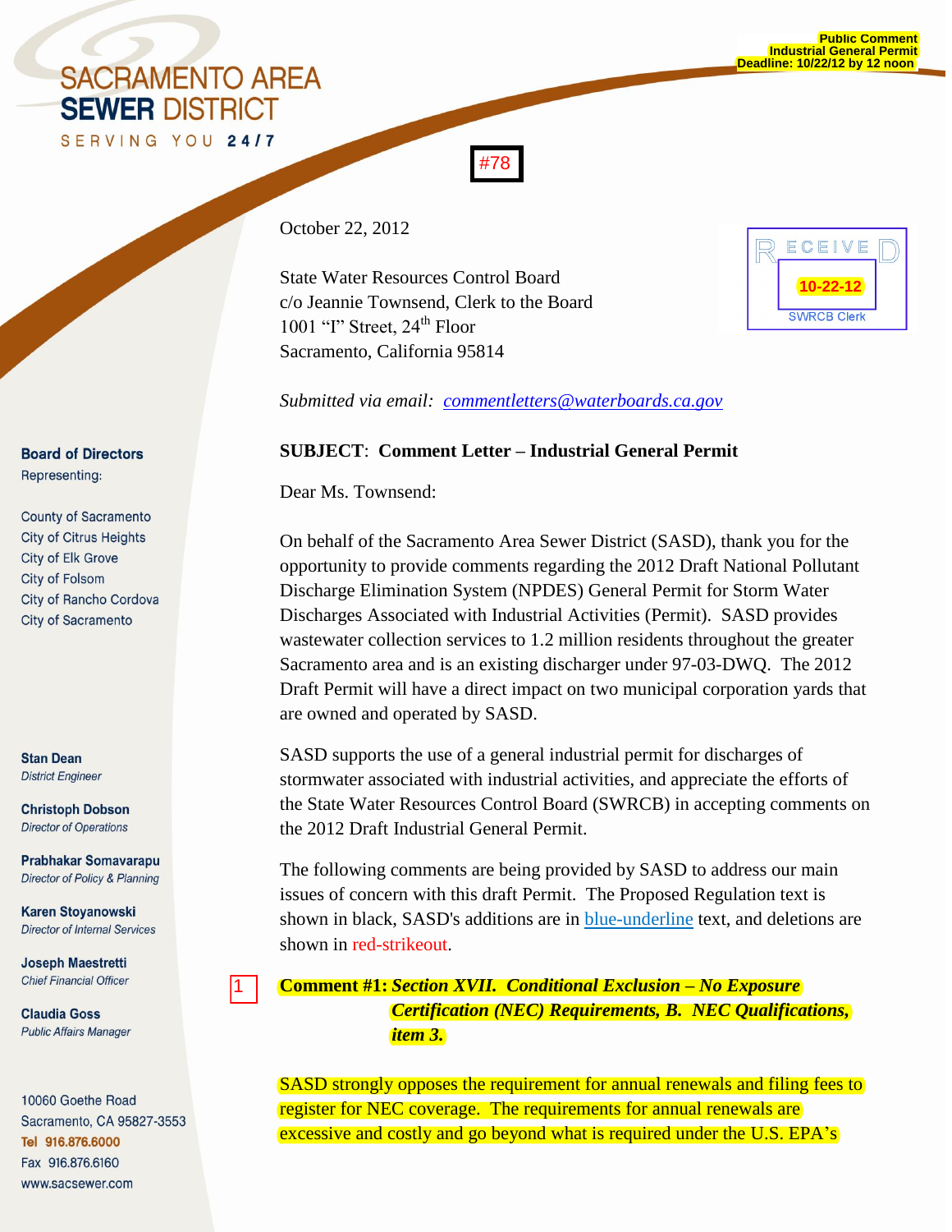**Public Comment**
**Industrial General Permit**
**Deadline: 10/22/12 by 12 noon**

SACRAMENTO AREA
**SEWER** DISTRICT
SERVING YOU **24/7**

#78

RECEIVED
10-22-12
SWRCB Clerk

October 22, 2012

State Water Resources Control Board
c/o Jeannie Townsend, Clerk to the Board
1001 "I" Street, 24th Floor
Sacramento, California 95814

*Submitted via email: commentletters@waterboards.ca.gov*

**SUBJECT**: **Comment Letter – Industrial General Permit**

Dear Ms. Townsend:

On behalf of the Sacramento Area Sewer District (SASD), thank you for the opportunity to provide comments regarding the 2012 Draft National Pollutant Discharge Elimination System (NPDES) General Permit for Storm Water Discharges Associated with Industrial Activities (Permit). SASD provides wastewater collection services to 1.2 million residents throughout the greater Sacramento area and is an existing discharger under 97-03-DWQ. The 2012 Draft Permit will have a direct impact on two municipal corporation yards that are owned and operated by SASD.

SASD supports the use of a general industrial permit for discharges of stormwater associated with industrial activities, and appreciate the efforts of the State Water Resources Control Board (SWRCB) in accepting comments on the 2012 Draft Industrial General Permit.

The following comments are being provided by SASD to address our main issues of concern with this draft Permit. The Proposed Regulation text is shown in black, SASD's additions are in blue-underline text, and deletions are shown in red-strikeout.

1

**Comment #1:** ***Section XVII. Conditional Exclusion – No Exposure Certification (NEC) Requirements, B. NEC Qualifications, item 3.***

SASD strongly opposes the requirement for annual renewals and filing fees to register for NEC coverage. The requirements for annual renewals are excessive and costly and go beyond what is required under the U.S. EPA's

**Board of Directors**
Representing:

County of Sacramento
City of Citrus Heights
City of Elk Grove
City of Folsom
City of Rancho Cordova
City of Sacramento

**Stan Dean**
*District Engineer*

**Christoph Dobson**
*Director of Operations*

**Prabhakar Somavarapu**
*Director of Policy & Planning*

**Karen Stoyanowski**
*Director of Internal Services*

**Joseph Maestretti**
*Chief Financial Officer*

**Claudia Goss**
*Public Affairs Manager*

10060 Goethe Road
Sacramento, CA 95827-3553
**Tel 916.876.6000**
Fax 916.876.6160
www.sacsewer.com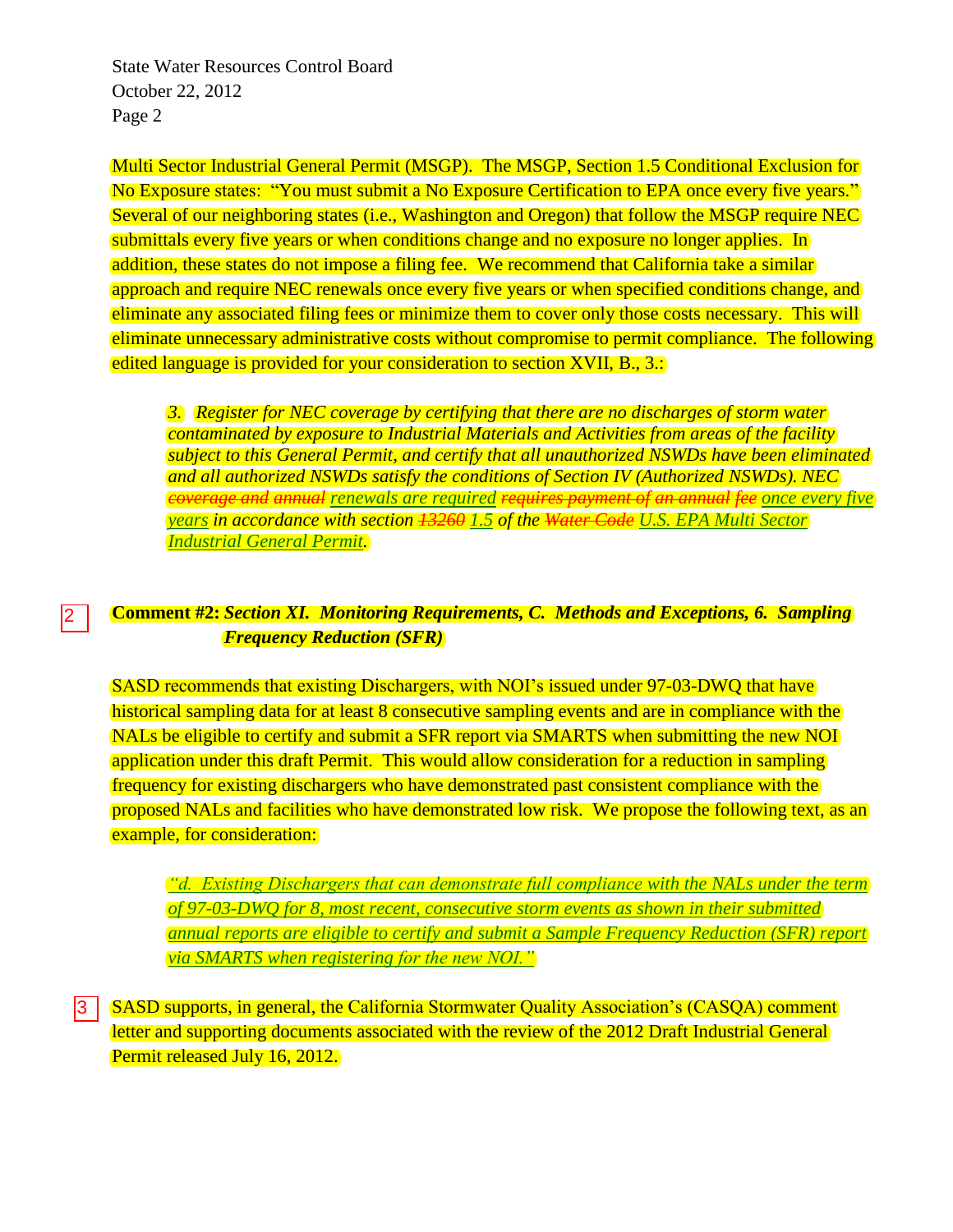Multi Sector Industrial General Permit (MSGP). The MSGP, Section 1.5 Conditional Exclusion for No Exposure states: "You must submit a No Exposure Certification to EPA once every five years." Several of our neighboring states (i.e., Washington and Oregon) that follow the MSGP require NEC submittals every five years or when conditions change and no exposure no longer applies. In addition, these states do not impose a filing fee. We recommend that California take a similar approach and require NEC renewals once every five years or when specified conditions change, and eliminate any associated filing fees or minimize them to cover only those costs necessary. This will eliminate unnecessary administrative costs without compromise to permit compliance. The following edited language is provided for your consideration to section XVII, B., 3.:

> *3. Register for NEC coverage by certifying that there are no discharges of storm water contaminated by exposure to Industrial Materials and Activities from areas of the facility subject to this General Permit, and certify that all unauthorized NSWDs have been eliminated and all authorized NSWDs satisfy the conditions of Section IV (Authorized NSWDs). NEC ~~coverage and annual~~ <u>renewals are required</u> ~~requires payment of an annual fee~~ <u>once every five years</u> in accordance with section ~~13260~~ <u>1.5</u> of the ~~Water Code~~ <u>U.S. EPA Multi Sector Industrial General Permit</u>.*

2

**Comment #2:** ***Section XI. Monitoring Requirements, C. Methods and Exceptions, 6. Sampling Frequency Reduction (SFR)***

SASD recommends that existing Dischargers, with NOI's issued under 97-03-DWQ that have historical sampling data for at least 8 consecutive sampling events and are in compliance with the NALs be eligible to certify and submit a SFR report via SMARTS when submitting the new NOI application under this draft Permit. This would allow consideration for a reduction in sampling frequency for existing dischargers who have demonstrated past consistent compliance with the proposed NALs and facilities who have demonstrated low risk. We propose the following text, as an example, for consideration:

> *<u>"d. Existing Dischargers that can demonstrate full compliance with the NALs under the term of 97-03-DWQ for 8, most recent, consecutive storm events as shown in their submitted annual reports are eligible to certify and submit a Sample Frequency Reduction (SFR) report via SMARTS when registering for the new NOI."</u>*

3

SASD supports, in general, the California Stormwater Quality Association's (CASQA) comment letter and supporting documents associated with the review of the 2012 Draft Industrial General Permit released July 16, 2012.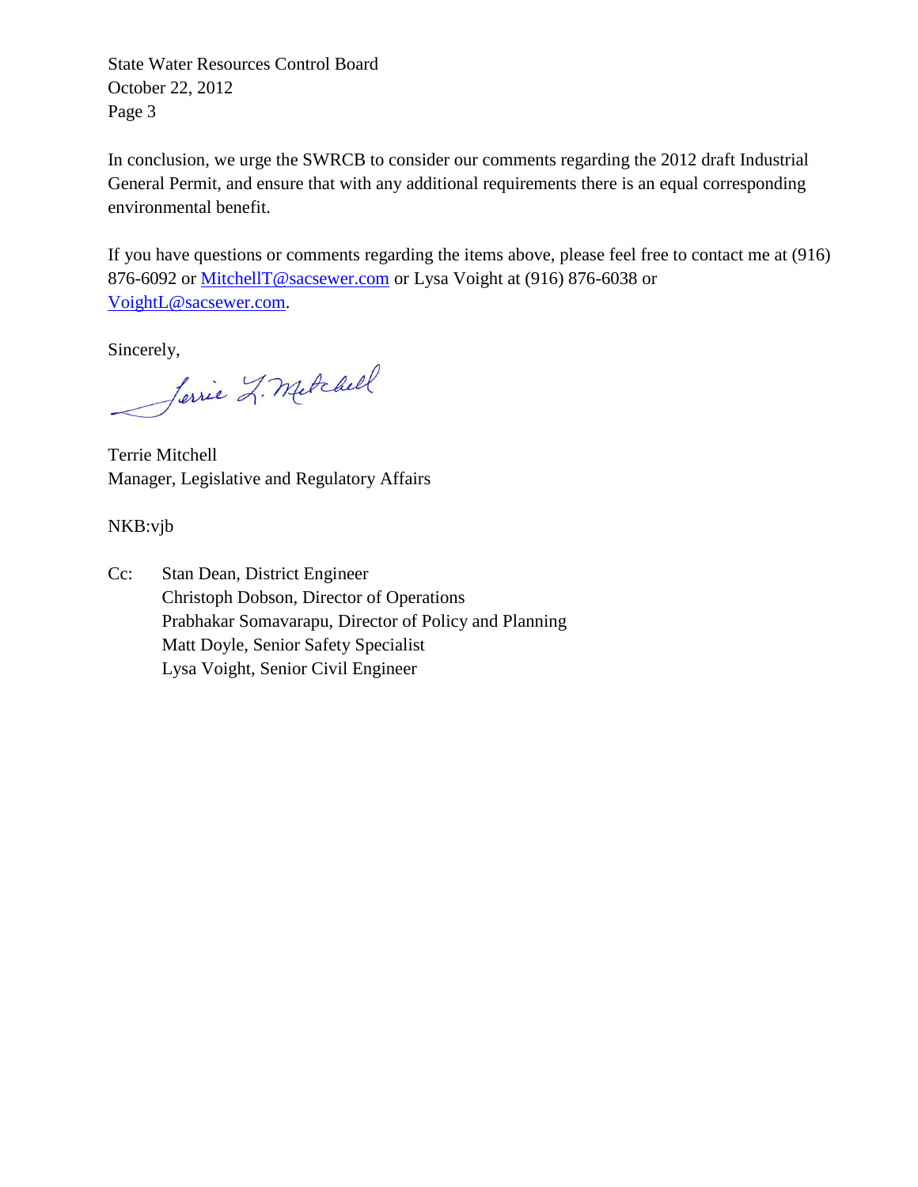In conclusion, we urge the SWRCB to consider our comments regarding the 2012 draft Industrial General Permit, and ensure that with any additional requirements there is an equal corresponding environmental benefit.

If you have questions or comments regarding the items above, please feel free to contact me at (916) 876-6092 or MitchellT@sacsewer.com or Lysa Voight at (916) 876-6038 or VoightL@sacsewer.com.

Sincerely,

Terrie Mitchell
Manager, Legislative and Regulatory Affairs

NKB:vjb

Cc: Stan Dean, District Engineer
Christoph Dobson, Director of Operations
Prabhakar Somavarapu, Director of Policy and Planning
Matt Doyle, Senior Safety Specialist
Lysa Voight, Senior Civil Engineer